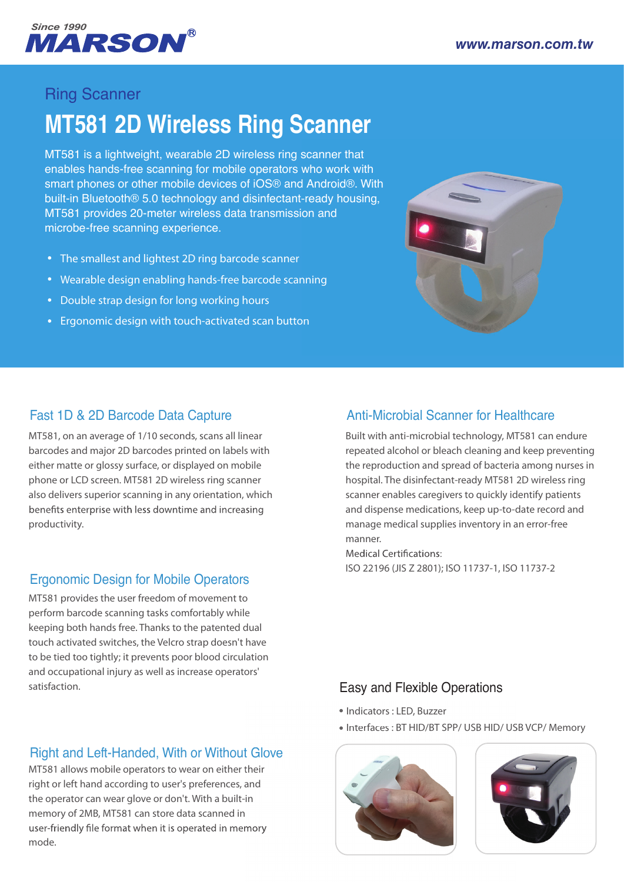Since 1990

MARSON®

www.marson.com.tw

Ring Scanner

# MT581 2D Wireless Ring Scanner

MT581 is a lightweight, wearable 2D wireless ring scanner that enables hands-free scanning for mobile operators who work with smart phones or other mobile devices of iOS® and Android®. With built-in Bluetooth® 5.0 technology and disinfectant-ready housing, MT581 provides 20-meter wireless data transmission and microbe-free scanning experience.

- The smallest and lightest 2D ring barcode scanner
- Wearable design enabling hands-free barcode scanning
- Double strap design for long working hours
- Ergonomic design with touch-activated scan button

## Fast 1D & 2D Barcode Data Capture

MT581, on an average of 1/10 seconds, scans all linear barcodes and major 2D barcodes printed on labels with either matte or glossy surface, or displayed on mobile phone or LCD screen. MT581 2D wireless ring scanner also delivers superior scanning in any orientation, which benefits enterprise with less downtime and increasing productivity.

## Ergonomic Design for Mobile Operators

MT581 provides the user freedom of movement to perform barcode scanning tasks comfortably while keeping both hands free. Thanks to the patented dual touch activated switches, the Velcro strap doesn't have to be tied too tightly; it prevents poor blood circulation and occupational injury as well as increase operators' satisfaction.

## Right and Left-Handed, With or Without Glove

MT581 allows mobile operators to wear on either their right or left hand according to user's preferences, and the operator can wear glove or don't. With a built-in memory of 2MB, MT581 can store data scanned in user-friendly file format when it is operated in memory mode.

## Anti-Microbial Scanner for Healthcare

Built with anti-microbial technology, MT581 can endure repeated alcohol or bleach cleaning and keep preventing the reproduction and spread of bacteria among nurses in hospital. The disinfectant-ready MT581 2D wireless ring scanner enables caregivers to quickly identify patients and dispense medications, keep up-to-date record and manage medical supplies inventory in an error-free manner.

Medical Certifications:
ISO 22196 (JIS Z 2801); ISO 11737-1, ISO 11737-2

## Easy and Flexible Operations

- Indicators : LED, Buzzer
- Interfaces : BT HID/BT SPP/ USB HID/ USB VCP/ Memory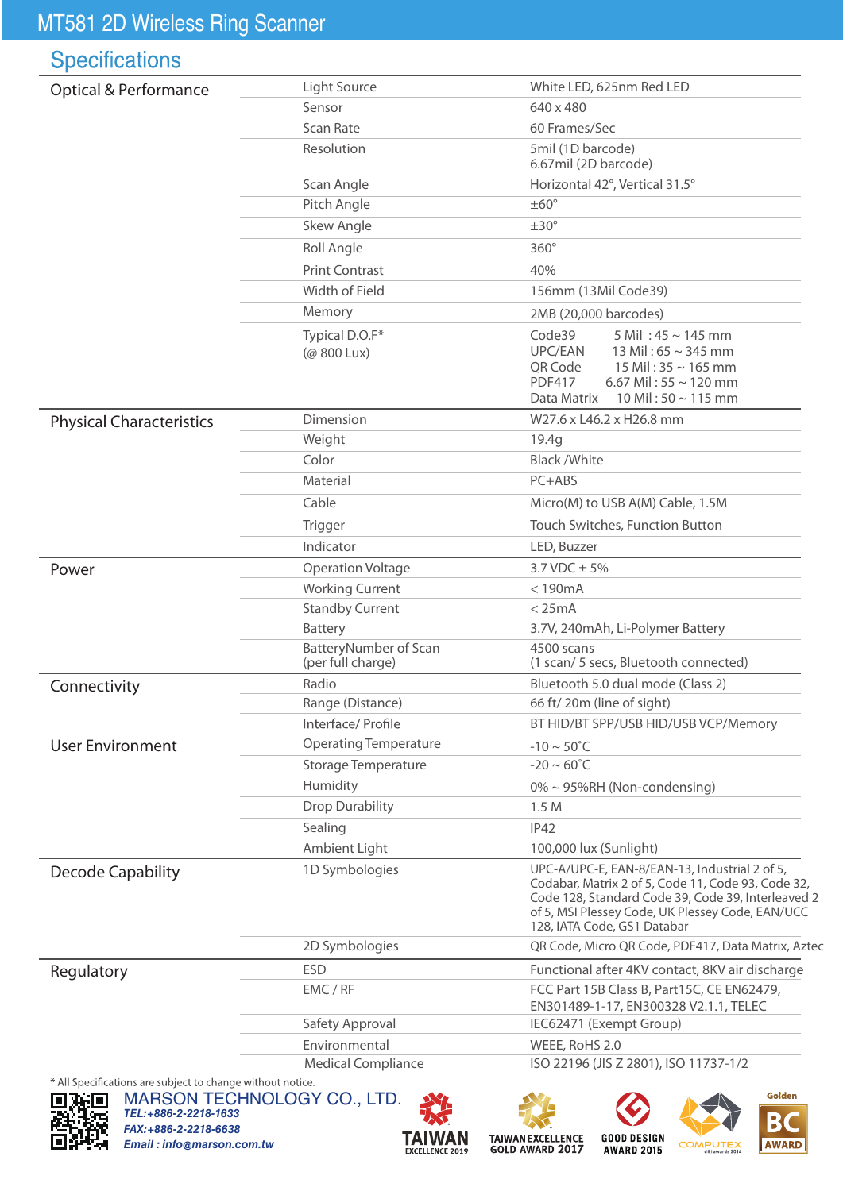# MT581 2D Wireless Ring Scanner

## Specifications

| | | |
|---|---|---|
| Optical & Performance | Light Source | White LED, 625nm Red LED |
| | Sensor | 640 x 480 |
| | Scan Rate | 60 Frames/Sec |
| | Resolution | 5mil (1D barcode)<br>6.67mil (2D barcode) |
| | Scan Angle | Horizontal 42°, Vertical 31.5° |
| | Pitch Angle | ±60° |
| | Skew Angle | ±30° |
| | Roll Angle | 360° |
| | Print Contrast | 40% |
| | Width of Field | 156mm (13Mil Code39) |
| | Memory | 2MB (20,000 barcodes) |
| | Typical D.O.F*<br>(@ 800 Lux) | Code39 5 Mil : 45 ~ 145 mm<br>UPC/EAN 13 Mil : 65 ~ 345 mm<br>QR Code 15 Mil : 35 ~ 165 mm<br>PDF417 6.67 Mil : 55 ~ 120 mm<br>Data Matrix 10 Mil : 50 ~ 115 mm |
| Physical Characteristics | Dimension | W27.6 x L46.2 x H26.8 mm |
| | Weight | 19.4g |
| | Color | Black /White |
| | Material | PC+ABS |
| | Cable | Micro(M) to USB A(M) Cable, 1.5M |
| | Trigger | Touch Switches, Function Button |
| | Indicator | LED, Buzzer |
| Power | Operation Voltage | 3.7 VDC ± 5% |
| | Working Current | < 190mA |
| | Standby Current | < 25mA |
| | Battery | 3.7V, 240mAh, Li-Polymer Battery |
| | BatteryNumber of Scan<br>(per full charge) | 4500 scans<br>(1 scan/ 5 secs, Bluetooth connected) |
| Connectivity | Radio | Bluetooth 5.0 dual mode (Class 2) |
| | Range (Distance) | 66 ft/ 20m (line of sight) |
| | Interface/ Profile | BT HID/BT SPP/USB HID/USB VCP/Memory |
| User Environment | Operating Temperature | -10 ~ 50˚C |
| | Storage Temperature | -20 ~ 60˚C |
| | Humidity | 0% ~ 95%RH (Non-condensing) |
| | Drop Durability | 1.5 M |
| | Sealing | IP42 |
| | Ambient Light | 100,000 lux (Sunlight) |
| Decode Capability | 1D Symbologies | UPC-A/UPC-E, EAN-8/EAN-13, Industrial 2 of 5, Codabar, Matrix 2 of 5, Code 11, Code 93, Code 32, Code 128, Standard Code 39, Code 39, Interleaved 2 of 5, MSI Plessey Code, UK Plessey Code, EAN/UCC 128, IATA Code, GS1 Databar |
| | 2D Symbologies | QR Code, Micro QR Code, PDF417, Data Matrix, Aztec |
| Regulatory | ESD | Functional after 4KV contact, 8KV air discharge |
| | EMC / RF | FCC Part 15B Class B, Part15C, CE EN62479, EN301489-1-17, EN300328 V2.1.1, TELEC |
| | Safety Approval | IEC62471 (Exempt Group) |
| | Environmental | WEEE, RoHS 2.0 |
| | Medical Compliance | ISO 22196 (JIS Z 2801), ISO 11737-1/2 |

\* All Specifications are subject to change without notice.

**MARSON TECHNOLOGY CO., LTD.**

*TEL:+886-2-2218-1633*

*FAX:+886-2-2218-6638*

*Email : info@marson.com.tw*

TAIWAN EXCELLENCE 2019 · TAIWAN EXCELLENCE GOLD AWARD 2017 · GOOD DESIGN AWARD 2015 · COMPUTEX d&i awards 2014 · Golden BC AWARD